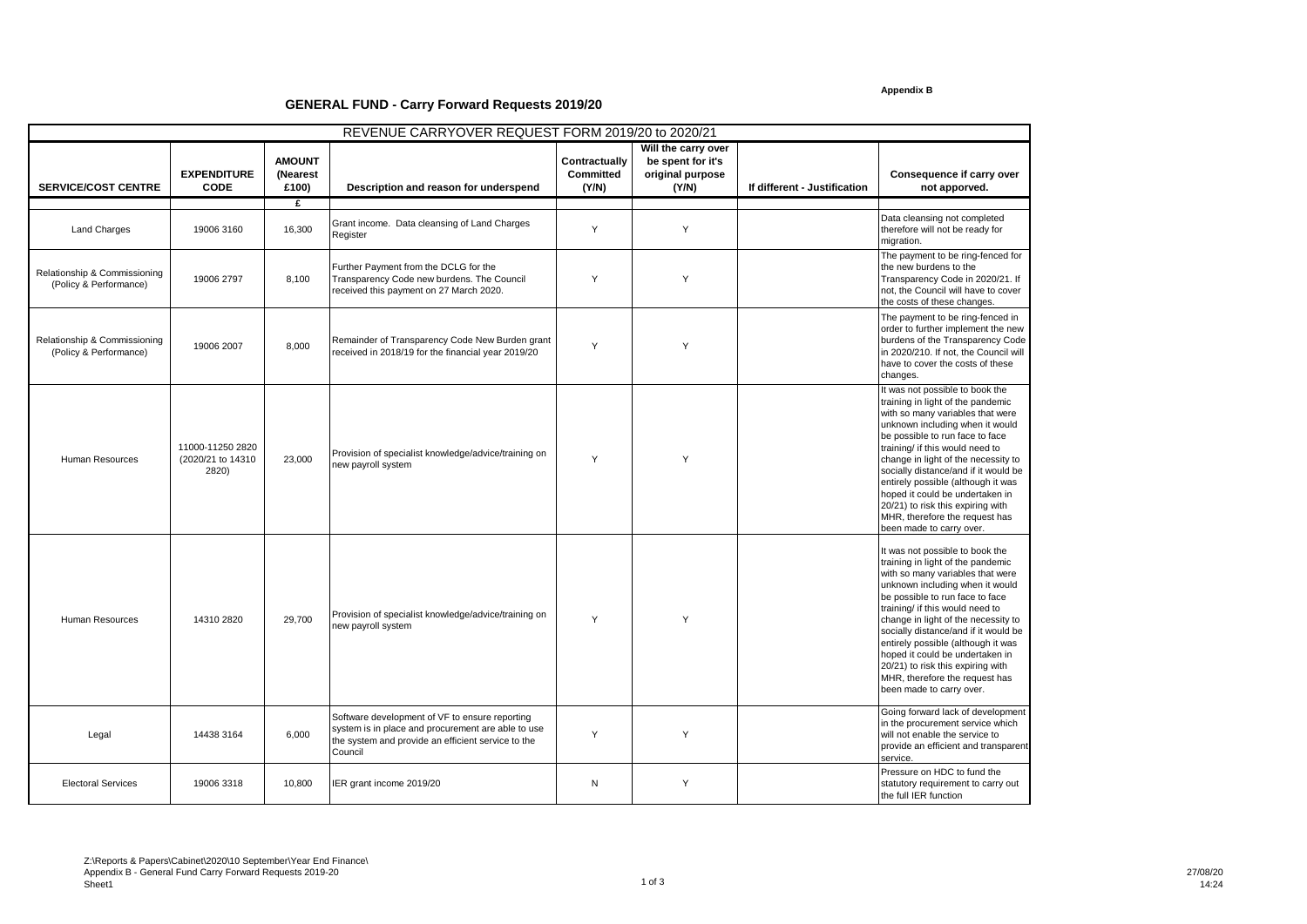Appendix B

# GENERAL FUND - Carry Forward Requests 2019/20

| REVENUE CARRYOVER REQUEST FORM 2019/20 to 2020/21 | | | | | | | |
|---|---|---|---|---|---|---|---|
| **SERVICE/COST CENTRE** | **EXPENDITURE CODE** | **AMOUNT (Nearest £100)** | **Description and reason for underspend** | **Contractually Committed (Y/N)** | **Will the carry over be spent for it's original purpose (Y/N)** | **If different - Justification** | **Consequence if carry over not apporved.** |
| | | **£** | | | | | |
| Land Charges | 19006 3160 | 16,300 | Grant income. Data cleansing of Land Charges Register | Y | Y | | Data cleansing not completed therefore will not be ready for migration. |
| Relationship & Commissioning (Policy & Performance) | 19006 2797 | 8,100 | Further Payment from the DCLG for the Transparency Code new burdens. The Council received this payment on 27 March 2020. | Y | Y | | The payment to be ring-fenced for the new burdens to the Transparency Code in 2020/21. If not, the Council will have to cover the costs of these changes. |
| Relationship & Commissioning (Policy & Performance) | 19006 2007 | 8,000 | Remainder of Transparency Code New Burden grant received in 2018/19 for the financial year 2019/20 | Y | Y | | The payment to be ring-fenced in order to further implement the new burdens of the Transparency Code in 2020/210. If not, the Council will have to cover the costs of these changes. |
| Human Resources | 11000-11250 2820 (2020/21 to 14310 2820) | 23,000 | Provision of specialist knowledge/advice/training on new payroll system | Y | Y | | It was not possible to book the training in light of the pandemic with so many variables that were unknown including when it would be possible to run face to face training/ if this would need to change in light of the necessity to socially distance/and if it would be entirely possible (although it was hoped it could be undertaken in 20/21) to risk this expiring with MHR, therefore the request has been made to carry over. |
| Human Resources | 14310 2820 | 29,700 | Provision of specialist knowledge/advice/training on new payroll system | Y | Y | | It was not possible to book the training in light of the pandemic with so many variables that were unknown including when it would be possible to run face to face training/ if this would need to change in light of the necessity to socially distance/and if it would be entirely possible (although it was hoped it could be undertaken in 20/21) to risk this expiring with MHR, therefore the request has been made to carry over. |
| Legal | 14438 3164 | 6,000 | Software development of VF to ensure reporting system is in place and procurement are able to use the system and provide an efficient service to the Council | Y | Y | | Going forward lack of development in the procurement service which will not enable the service to provide an efficient and transparent service. |
| Electoral Services | 19006 3318 | 10,800 | IER grant income 2019/20 | N | Y | | Pressure on HDC to fund the statutory requirement to carry out the full IER function |

Z:\Reports & Papers\Cabinet\2020\10 September\Year End Finance\
Appendix B - General Fund Carry Forward Requests 2019-20
Sheet1

27/08/20
14:24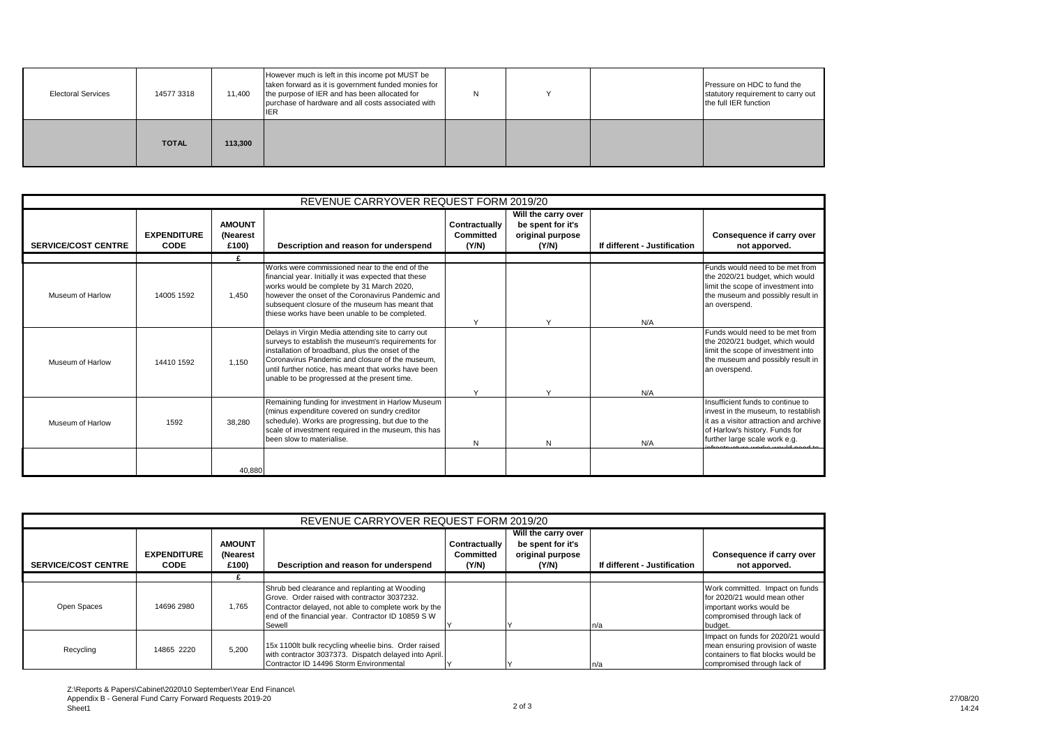| Electoral Services | 14577 3318 | 11,400 | However much is left in this income pot MUST be taken forward as it is government funded monies for the purpose of IER and has been allocated for purchase of hardware and all costs associated with IER | N | Y | | Pressure on HDC to fund the statutory requirement to carry out the full IER function |
|---|---|---|---|---|---|---|---|
| | **TOTAL** | **113,300** | | | | | |

## REVENUE CARRYOVER REQUEST FORM 2019/20

| SERVICE/COST CENTRE | EXPENDITURE CODE | AMOUNT (Nearest £100) | Description and reason for underspend | Contractually Committed (Y/N) | Will the carry over be spent for it's original purpose (Y/N) | If different - Justification | Consequence if carry over not apporved. |
|---|---|---|---|---|---|---|---|
| | | £ | | | | | |
| Museum of Harlow | 14005 1592 | 1,450 | Works were commissioned near to the end of the financial year. Initially it was expected that these works would be complete by 31 March 2020, however the onset of the Coronavirus Pandemic and subsequent closure of the museum has meant that thiese works have been unable to be completed. | Y | Y | N/A | Funds would need to be met from the 2020/21 budget, which would limit the scope of investment into the museum and possibly result in an overspend. |
| Museum of Harlow | 14410 1592 | 1,150 | Delays in Virgin Media attending site to carry out surveys to establish the museum's requirements for installation of broadband, plus the onset of the Coronavirus Pandemic and closure of the museum, until further notice, has meant that works have been unable to be progressed at the present time. | Y | Y | N/A | Funds would need to be met from the 2020/21 budget, which would limit the scope of investment into the museum and possibly result in an overspend. |
| Museum of Harlow | 1592 | 38,280 | Remaining funding for investment in Harlow Museum (minus expenditure covered on sundry creditor schedule). Works are progressing, but due to the scale of investment required in the museum, this has been slow to materialise. | N | N | N/A | Insufficient funds to continue to invest in the museum, to restablish it as a visitor attraction and archive of Harlow's history. Funds for further large scale work e.g. infrastructure works would need to |
| | | 40,880 | | | | | |

## REVENUE CARRYOVER REQUEST FORM 2019/20

| SERVICE/COST CENTRE | EXPENDITURE CODE | AMOUNT (Nearest £100) | Description and reason for underspend | Contractually Committed (Y/N) | Will the carry over be spent for it's original purpose (Y/N) | If different - Justification | Consequence if carry over not apporved. |
|---|---|---|---|---|---|---|---|
| | | £ | | | | | |
| Open Spaces | 14696 2980 | 1,765 | Shrub bed clearance and replanting at Wooding Grove. Order raised with contractor 3037232. Contractor delayed, not able to complete work by the end of the financial year. Contractor ID 10859 S W Sewell | Y | Y | n/a | Work committed. Impact on funds for 2020/21 would mean other important works would be compromised through lack of budget. |
| Recycling | 14865 2220 | 5,200 | 15x 1100lt bulk recycling wheelie bins. Order raised with contractor 3037373. Dispatch delayed into April. Contractor ID 14496 Storm Environmental | Y | Y | n/a | Impact on funds for 2020/21 would mean ensuring provision of waste containers to flat blocks would be compromised through lack of |

Z:\Reports & Papers\Cabinet\2020\10 September\Year End Finance\
Appendix B - General Fund Carry Forward Requests 2019-20
Sheet1

27/08/20
14:24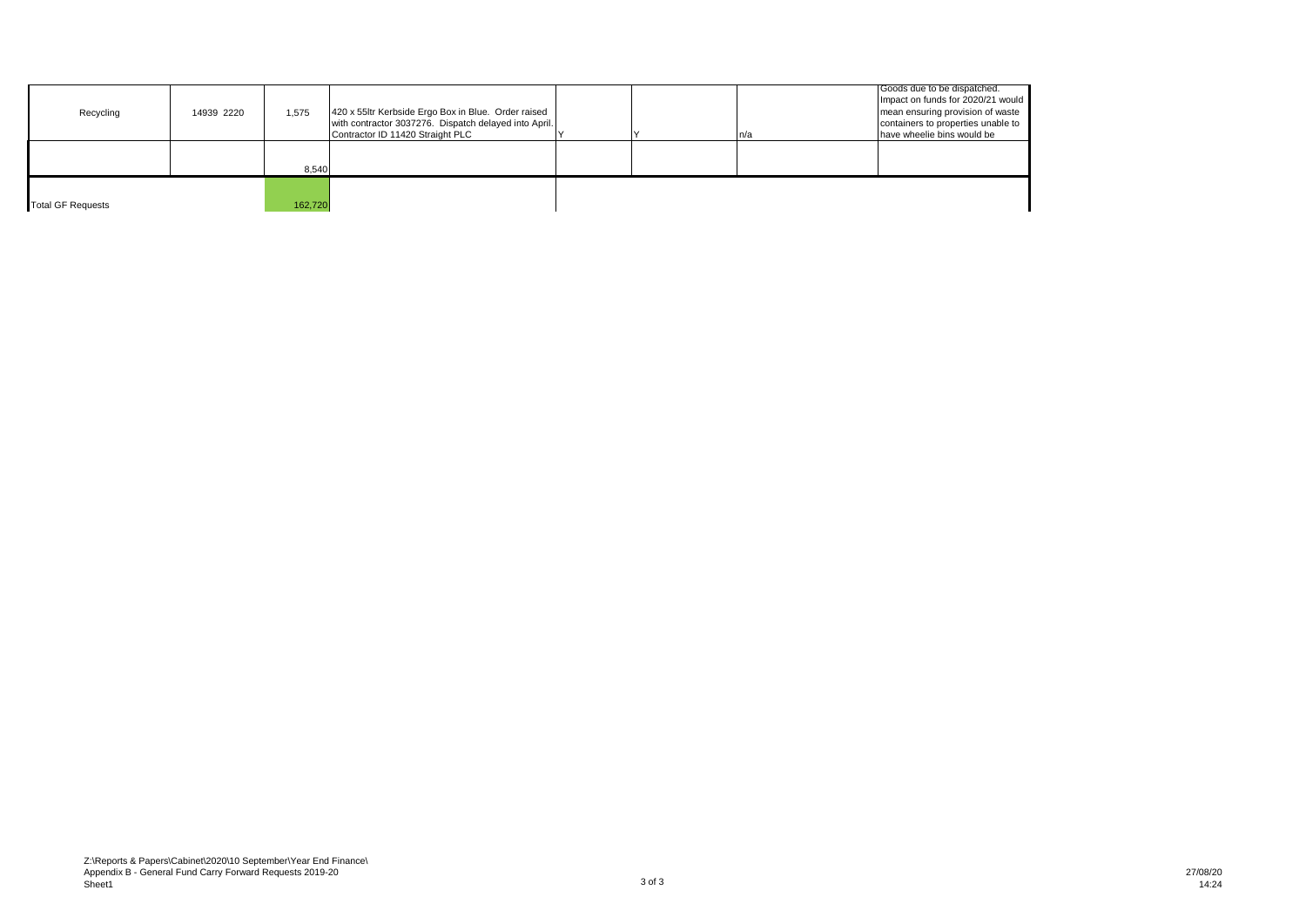| | | | | | | | |
|---|---|---|---|---|---|---|---|
| Recycling | 14939 2220 | 1,575 | 420 x 55ltr Kerbside Ergo Box in Blue. Order raised with contractor 3037276. Dispatch delayed into April. Contractor ID 11420 Straight PLC | Y | Y | n/a | Goods due to be dispatched. Impact on funds for 2020/21 would mean ensuring provision of waste containers to properties unable to have wheelie bins would be |
| | | 8,540 | | | | | |
| Total GF Requests | | 162,720 | | | | | |

Z:\Reports & Papers\Cabinet\2020\10 September\Year End Finance\
Appendix B - General Fund Carry Forward Requests 2019-20
Sheet1

27/08/20
14:24